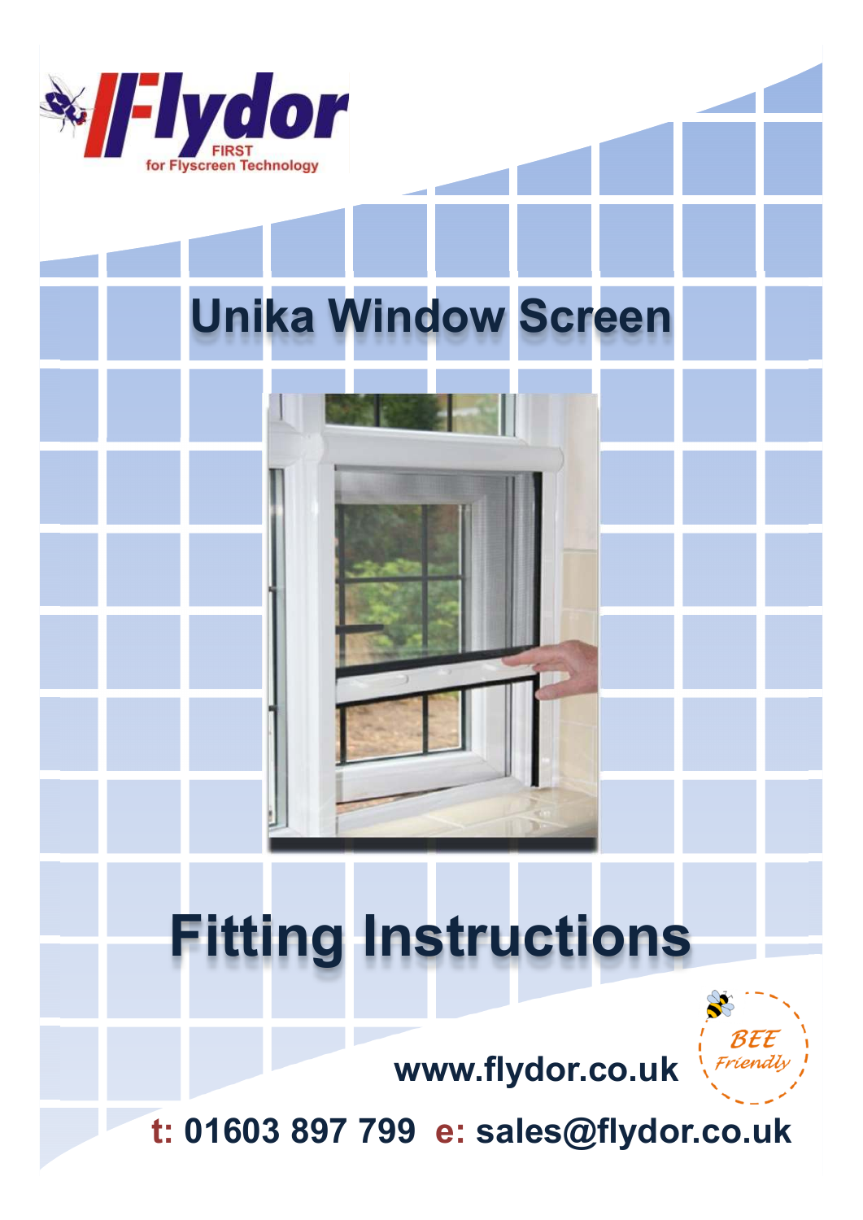Flydor

FIRST for Flyscreen Technology

# Unika Window Screen

# Fitting Instructions

www.flydor.co.uk

BEE Friendly

**t:** 01603 897 799 **e:** sales@flydor.co.uk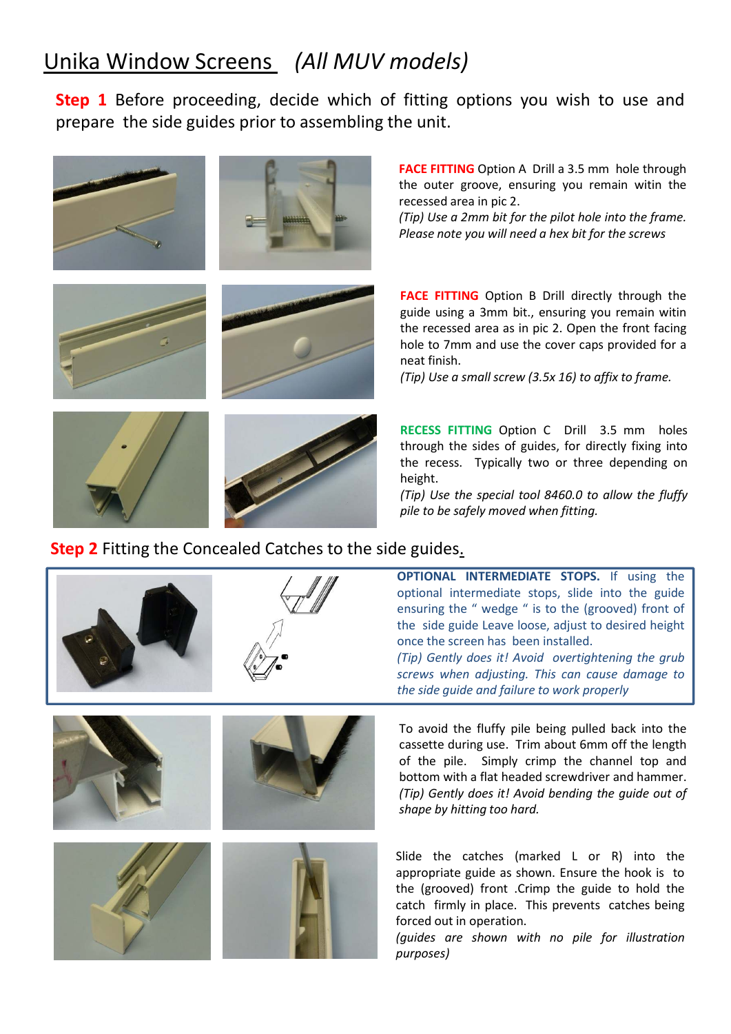# Unika Window Screens *(All MUV models)*

**Step 1** Before proceeding, decide which of fitting options you wish to use and prepare the side guides prior to assembling the unit.

**FACE FITTING** Option A Drill a 3.5 mm hole through the outer groove, ensuring you remain witin the recessed area in pic 2.
*(Tip) Use a 2mm bit for the pilot hole into the frame. Please note you will need a hex bit for the screws*

**FACE FITTING** Option B Drill directly through the guide using a 3mm bit., ensuring you remain witin the recessed area as in pic 2. Open the front facing hole to 7mm and use the cover caps provided for a neat finish.
*(Tip) Use a small screw (3.5x 16) to affix to frame.*

**RECESS FITTING** Option C Drill 3.5 mm holes through the sides of guides, for directly fixing into the recess. Typically two or three depending on height.
*(Tip) Use the special tool 8460.0 to allow the fluffy pile to be safely moved when fitting.*

**Step 2** Fitting the Concealed Catches to the side guides.

**OPTIONAL INTERMEDIATE STOPS.** If using the optional intermediate stops, slide into the guide ensuring the " wedge " is to the (grooved) front of the side guide Leave loose, adjust to desired height once the screen has been installed.
*(Tip) Gently does it! Avoid overtightening the grub screws when adjusting. This can cause damage to the side guide and failure to work properly*

To avoid the fluffy pile being pulled back into the cassette during use. Trim about 6mm off the length of the pile. Simply crimp the channel top and bottom with a flat headed screwdriver and hammer.
*(Tip) Gently does it! Avoid bending the guide out of shape by hitting too hard.*

Slide the catches (marked L or R) into the appropriate guide as shown. Ensure the hook is to the (grooved) front .Crimp the guide to hold the catch firmly in place. This prevents catches being forced out in operation.
*(guides are shown with no pile for illustration purposes)*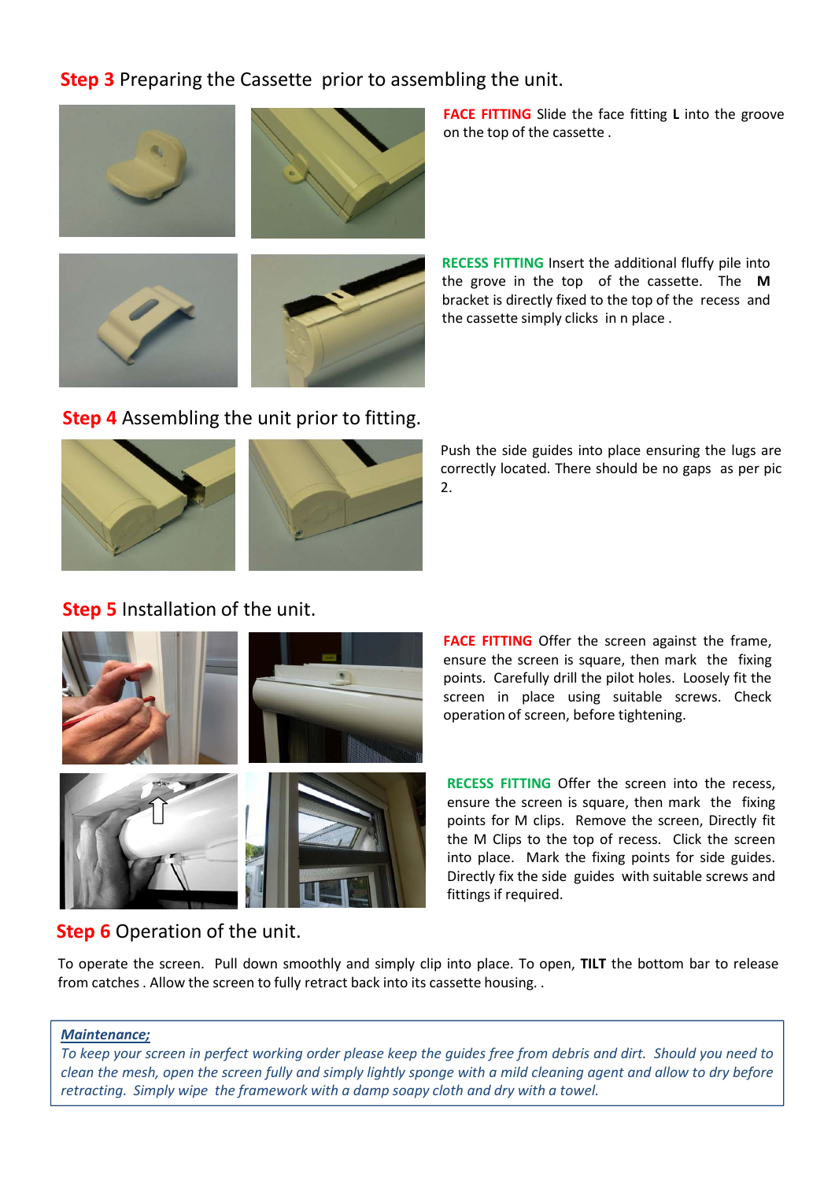## **Step 3** Preparing the Cassette prior to assembling the unit.

**FACE FITTING** Slide the face fitting **L** into the groove on the top of the cassette .

**RECESS FITTING** Insert the additional fluffy pile into the grove in the top of the cassette. The **M** bracket is directly fixed to the top of the recess and the cassette simply clicks in n place .

## **Step 4** Assembling the unit prior to fitting.

Push the side guides into place ensuring the lugs are correctly located. There should be no gaps as per pic 2.

## **Step 5** Installation of the unit.

**FACE FITTING** Offer the screen against the frame, ensure the screen is square, then mark the fixing points. Carefully drill the pilot holes. Loosely fit the screen in place using suitable screws. Check operation of screen, before tightening.

**RECESS FITTING** Offer the screen into the recess, ensure the screen is square, then mark the fixing points for M clips. Remove the screen, Directly fit the M Clips to the top of recess. Click the screen into place. Mark the fixing points for side guides. Directly fix the side guides with suitable screws and fittings if required.

## **Step 6** Operation of the unit.

To operate the screen. Pull down smoothly and simply clip into place. To open, **TILT** the bottom bar to release from catches . Allow the screen to fully retract back into its cassette housing. .

***Maintenance;***

*To keep your screen in perfect working order please keep the guides free from debris and dirt. Should you need to clean the mesh, open the screen fully and simply lightly sponge with a mild cleaning agent and allow to dry before retracting. Simply wipe the framework with a damp soapy cloth and dry with a towel.*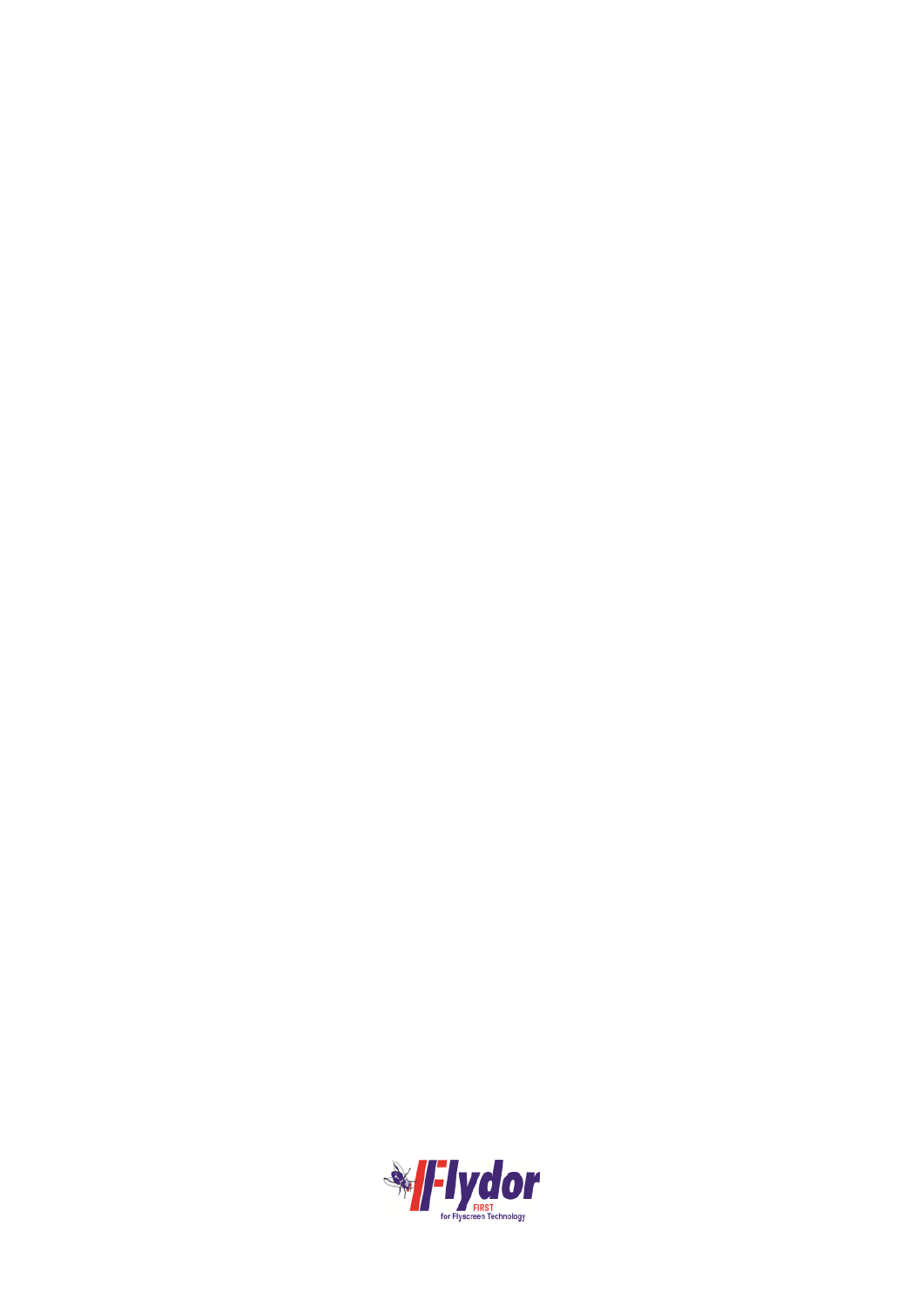Flydor

FIRST

for Flyscreen Technology